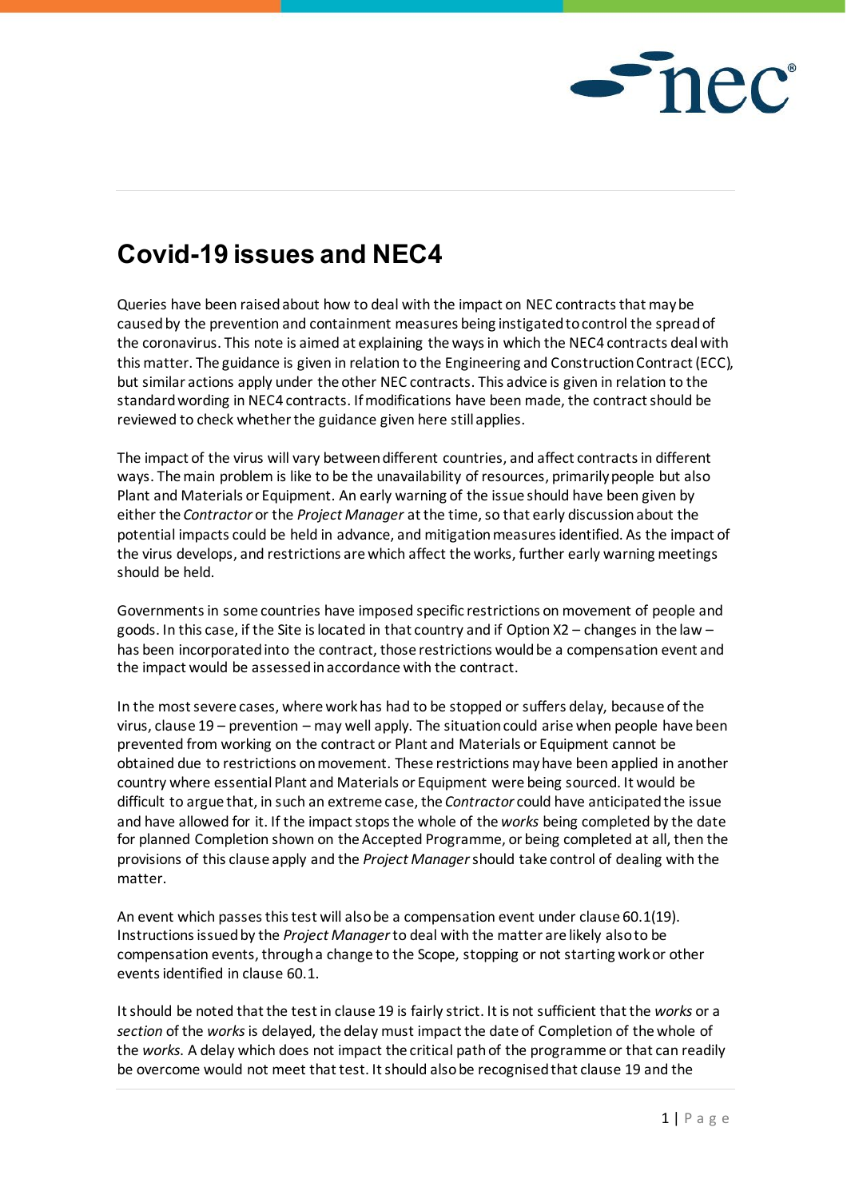# Covid-19 issues and NEC4

Queries have been raised about how to deal with the impact on NEC contracts that may be caused by the prevention and containment measures being instigated to control the spread of the coronavirus. This note is aimed at explaining the ways in which the NEC4 contracts deal with this matter. The guidance is given in relation to the Engineering and Construction Contract (ECC), but similar actions apply under the other NEC contracts. This advice is given in relation to the standard wording in NEC4 contracts. If modifications have been made, the contract should be reviewed to check whether the guidance given here still applies.

The impact of the virus will vary between different countries, and affect contracts in different ways. The main problem is like to be the unavailability of resources, primarily people but also Plant and Materials or Equipment. An early warning of the issue should have been given by either the *Contractor* or the *Project Manager* at the time, so that early discussion about the potential impacts could be held in advance, and mitigation measures identified. As the impact of the virus develops, and restrictions are which affect the works, further early warning meetings should be held.

Governments in some countries have imposed specific restrictions on movement of people and goods. In this case, if the Site is located in that country and if Option X2 – changes in the law – has been incorporated into the contract, those restrictions would be a compensation event and the impact would be assessed in accordance with the contract.

In the most severe cases, where work has had to be stopped or suffers delay, because of the virus, clause 19 – prevention – may well apply. The situation could arise when people have been prevented from working on the contract or Plant and Materials or Equipment cannot be obtained due to restrictions on movement. These restrictions may have been applied in another country where essential Plant and Materials or Equipment were being sourced. It would be difficult to argue that, in such an extreme case, the *Contractor* could have anticipated the issue and have allowed for it. If the impact stops the whole of the *works* being completed by the date for planned Completion shown on the Accepted Programme, or being completed at all, then the provisions of this clause apply and the *Project Manager* should take control of dealing with the matter.

An event which passes this test will also be a compensation event under clause 60.1(19). Instructions issued by the *Project Manager* to deal with the matter are likely also to be compensation events, through a change to the Scope, stopping or not starting work or other events identified in clause 60.1.

It should be noted that the test in clause 19 is fairly strict. It is not sufficient that the *works* or a *section* of the *works* is delayed, the delay must impact the date of Completion of the whole of the *works*. A delay which does not impact the critical path of the programme or that can readily be overcome would not meet that test. It should also be recognised that clause 19 and the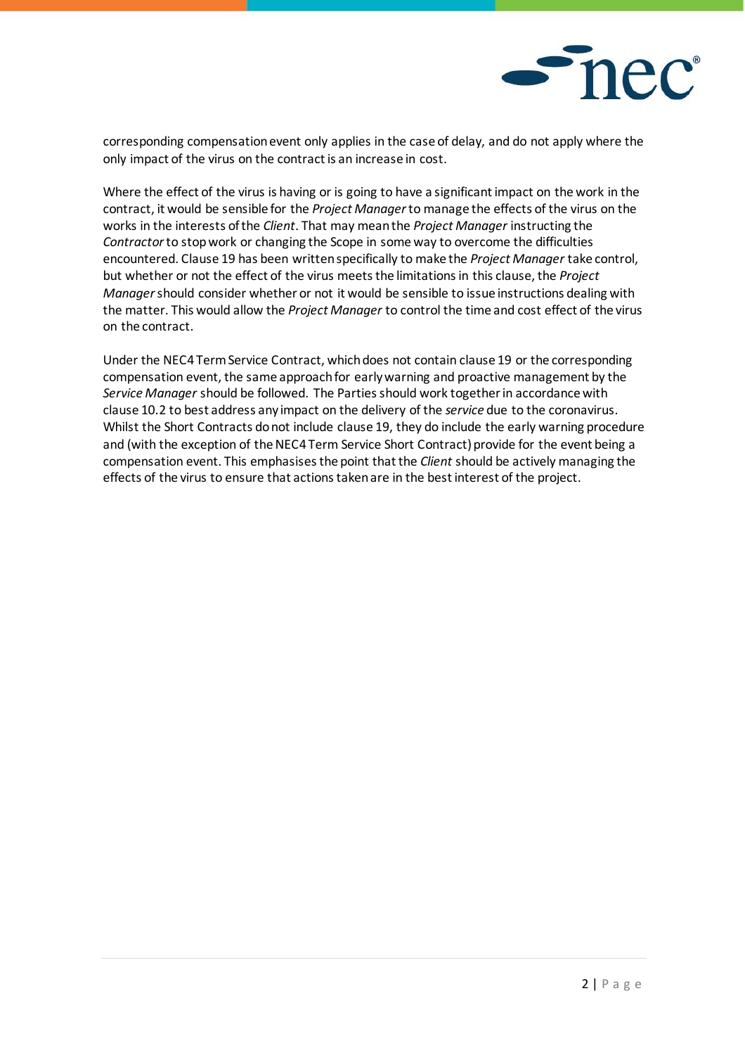corresponding compensation event only applies in the case of delay, and do not apply where the only impact of the virus on the contract is an increase in cost.

Where the effect of the virus is having or is going to have a significant impact on the work in the contract, it would be sensible for the *Project Manager* to manage the effects of the virus on the works in the interests of the *Client*. That may mean the *Project Manager* instructing the *Contractor* to stop work or changing the Scope in some way to overcome the difficulties encountered. Clause 19 has been written specifically to make the *Project Manager* take control, but whether or not the effect of the virus meets the limitations in this clause, the *Project Manager* should consider whether or not it would be sensible to issue instructions dealing with the matter. This would allow the *Project Manager* to control the time and cost effect of the virus on the contract.

Under the NEC4 Term Service Contract, which does not contain clause 19 or the corresponding compensation event, the same approach for early warning and proactive management by the *Service Manager* should be followed. The Parties should work together in accordance with clause 10.2 to best address any impact on the delivery of the *service* due to the coronavirus. Whilst the Short Contracts do not include clause 19, they do include the early warning procedure and (with the exception of the NEC4 Term Service Short Contract) provide for the event being a compensation event. This emphasises the point that the *Client* should be actively managing the effects of the virus to ensure that actions taken are in the best interest of the project.